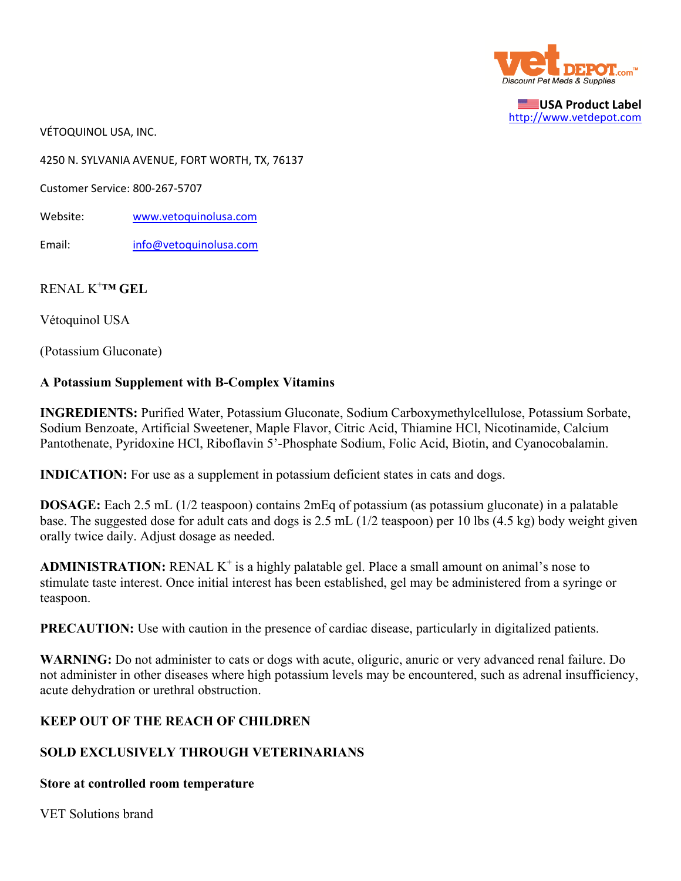vet DEPOT.com™
Discount Pet Meds & Supplies

USA Product Label
http://www.vetdepot.com

VÉTOQUINOL USA, INC.

4250 N. SYLVANIA AVENUE, FORT WORTH, TX, 76137

Customer Service: 800-267-5707

Website: www.vetoquinolusa.com

Email: info@vetoquinolusa.com

RENAL $K^+$™ **GEL**

Vétoquinol USA

(Potassium Gluconate)

**A Potassium Supplement with B-Complex Vitamins**

**INGREDIENTS:** Purified Water, Potassium Gluconate, Sodium Carboxymethylcellulose, Potassium Sorbate, Sodium Benzoate, Artificial Sweetener, Maple Flavor, Citric Acid, Thiamine HCl, Nicotinamide, Calcium Pantothenate, Pyridoxine HCl, Riboflavin 5'-Phosphate Sodium, Folic Acid, Biotin, and Cyanocobalamin.

**INDICATION:** For use as a supplement in potassium deficient states in cats and dogs.

**DOSAGE:** Each 2.5 mL (1/2 teaspoon) contains 2mEq of potassium (as potassium gluconate) in a palatable base. The suggested dose for adult cats and dogs is 2.5 mL (1/2 teaspoon) per 10 lbs (4.5 kg) body weight given orally twice daily. Adjust dosage as needed.

**ADMINISTRATION:** RENAL $K^+$ is a highly palatable gel. Place a small amount on animal's nose to stimulate taste interest. Once initial interest has been established, gel may be administered from a syringe or teaspoon.

**PRECAUTION:** Use with caution in the presence of cardiac disease, particularly in digitalized patients.

**WARNING:** Do not administer to cats or dogs with acute, oliguric, anuric or very advanced renal failure. Do not administer in other diseases where high potassium levels may be encountered, such as adrenal insufficiency, acute dehydration or urethral obstruction.

**KEEP OUT OF THE REACH OF CHILDREN**

**SOLD EXCLUSIVELY THROUGH VETERINARIANS**

**Store at controlled room temperature**

VET Solutions brand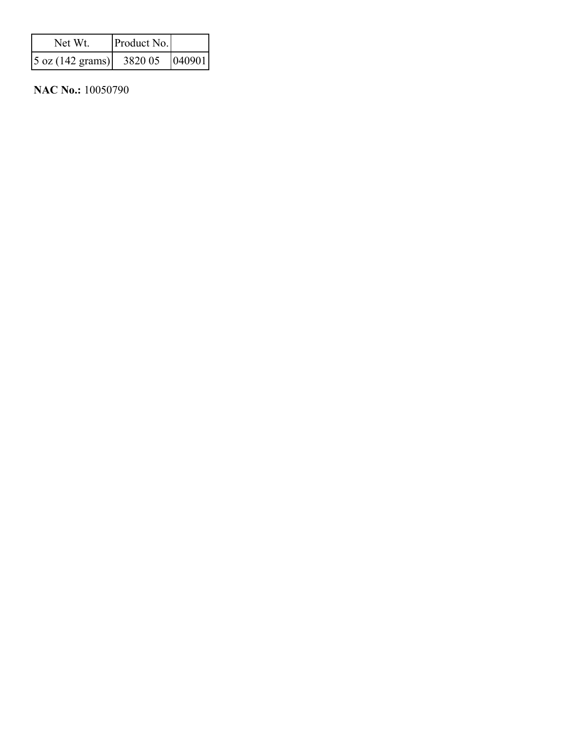| Net Wt. | Product No. | |
|---|---|---|
| 5 oz (142 grams) | 3820 05 | 040901 |

**NAC No.:** 10050790